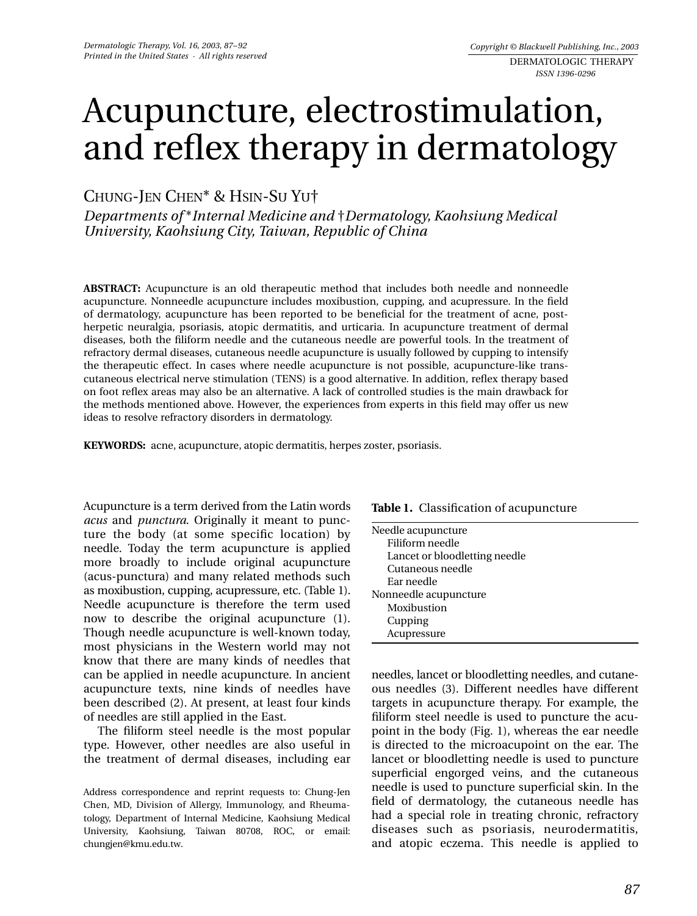# Acupuncture, electrostimulation, and reflex therapy in dermatology

Chung-Jen Chen* & Hsin-Su Yu†

*Departments of *Internal Medicine and †Dermatology, Kaohsiung Medical University, Kaohsiung City, Taiwan, Republic of China*

**ABSTRACT:** Acupuncture is an old therapeutic method that includes both needle and nonneedle acupuncture. Nonneedle acupuncture includes moxibustion, cupping, and acupressure. In the field of dermatology, acupuncture has been reported to be beneficial for the treatment of acne, post-herpetic neuralgia, psoriasis, atopic dermatitis, and urticaria. In acupuncture treatment of dermal diseases, both the filiform needle and the cutaneous needle are powerful tools. In the treatment of refractory dermal diseases, cutaneous needle acupuncture is usually followed by cupping to intensify the therapeutic effect. In cases where needle acupuncture is not possible, acupuncture-like transcutaneous electrical nerve stimulation (TENS) is a good alternative. In addition, reflex therapy based on foot reflex areas may also be an alternative. A lack of controlled studies is the main drawback for the methods mentioned above. However, the experiences from experts in this field may offer us new ideas to resolve refractory disorders in dermatology.

**KEYWORDS:** acne, acupuncture, atopic dermatitis, herpes zoster, psoriasis.

Acupuncture is a term derived from the Latin words *acus* and *punctura*. Originally it meant to puncture the body (at some specific location) by needle. Today the term acupuncture is applied more broadly to include original acupuncture (acus-punctura) and many related methods such as moxibustion, cupping, acupressure, etc. (Table 1). Needle acupuncture is therefore the term used now to describe the original acupuncture (1). Though needle acupuncture is well-known today, most physicians in the Western world may not know that there are many kinds of needles that can be applied in needle acupuncture. In ancient acupuncture texts, nine kinds of needles have been described (2). At present, at least four kinds of needles are still applied in the East.

The filiform steel needle is the most popular type. However, other needles are also useful in the treatment of dermal diseases, including ear needles, lancet or bloodletting needles, and cutaneous needles (3). Different needles have different targets in acupuncture therapy. For example, the filiform steel needle is used to puncture the acupoint in the body (Fig. 1), whereas the ear needle is directed to the microacupoint on the ear. The lancet or bloodletting needle is used to puncture superficial engorged veins, and the cutaneous needle is used to puncture superficial skin. In the field of dermatology, the cutaneous needle has had a special role in treating chronic, refractory diseases such as psoriasis, neurodermatitis, and atopic eczema. This needle is applied to

**Table 1.** Classification of acupuncture

| Classification |
|---|
| Needle acupuncture |
| Filiform needle |
| Lancet or bloodletting needle |
| Cutaneous needle |
| Ear needle |
| Nonneedle acupuncture |
| Moxibustion |
| Cupping |
| Acupressure |

Address correspondence and reprint requests to: Chung-Jen Chen, MD, Division of Allergy, Immunology, and Rheumatology, Department of Internal Medicine, Kaohsiung Medical University, Kaohsiung, Taiwan 80708, ROC, or email: chungjen@kmu.edu.tw.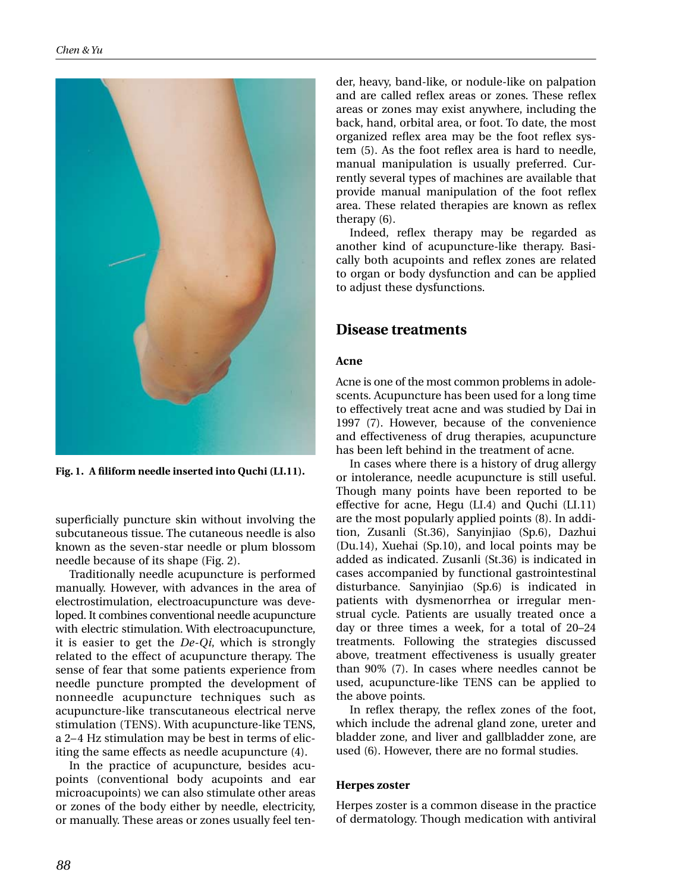Fig. 1. A filiform needle inserted into Quchi (LI.11).

superficially puncture skin without involving the subcutaneous tissue. The cutaneous needle is also known as the seven-star needle or plum blossom needle because of its shape (Fig. 2).

Traditionally needle acupuncture is performed manually. However, with advances in the area of electrostimulation, electroacupuncture was developed. It combines conventional needle acupuncture with electric stimulation. With electroacupuncture, it is easier to get the *De-Qi*, which is strongly related to the effect of acupuncture therapy. The sense of fear that some patients experience from needle puncture prompted the development of nonneedle acupuncture techniques such as acupuncture-like transcutaneous electrical nerve stimulation (TENS). With acupuncture-like TENS, a 2–4 Hz stimulation may be best in terms of eliciting the same effects as needle acupuncture (4).

In the practice of acupuncture, besides acupoints (conventional body acupoints and ear microacupoints) we can also stimulate other areas or zones of the body either by needle, electricity, or manually. These areas or zones usually feel tender, heavy, band-like, or nodule-like on palpation and are called reflex areas or zones. These reflex areas or zones may exist anywhere, including the back, hand, orbital area, or foot. To date, the most organized reflex area may be the foot reflex system (5). As the foot reflex area is hard to needle, manual manipulation is usually preferred. Currently several types of machines are available that provide manual manipulation of the foot reflex area. These related therapies are known as reflex therapy (6).

Indeed, reflex therapy may be regarded as another kind of acupuncture-like therapy. Basically both acupoints and reflex zones are related to organ or body dysfunction and can be applied to adjust these dysfunctions.

## Disease treatments

### Acne

Acne is one of the most common problems in adolescents. Acupuncture has been used for a long time to effectively treat acne and was studied by Dai in 1997 (7). However, because of the convenience and effectiveness of drug therapies, acupuncture has been left behind in the treatment of acne.

In cases where there is a history of drug allergy or intolerance, needle acupuncture is still useful. Though many points have been reported to be effective for acne, Hegu (LI.4) and Quchi (LI.11) are the most popularly applied points (8). In addition, Zusanli (St.36), Sanyinjiao (Sp.6), Dazhui (Du.14), Xuehai (Sp.10), and local points may be added as indicated. Zusanli (St.36) is indicated in cases accompanied by functional gastrointestinal disturbance. Sanyinjiao (Sp.6) is indicated in patients with dysmenorrhea or irregular menstrual cycle. Patients are usually treated once a day or three times a week, for a total of 20–24 treatments. Following the strategies discussed above, treatment effectiveness is usually greater than 90% (7). In cases where needles cannot be used, acupuncture-like TENS can be applied to the above points.

In reflex therapy, the reflex zones of the foot, which include the adrenal gland zone, ureter and bladder zone, and liver and gallbladder zone, are used (6). However, there are no formal studies.

### Herpes zoster

Herpes zoster is a common disease in the practice of dermatology. Though medication with antiviral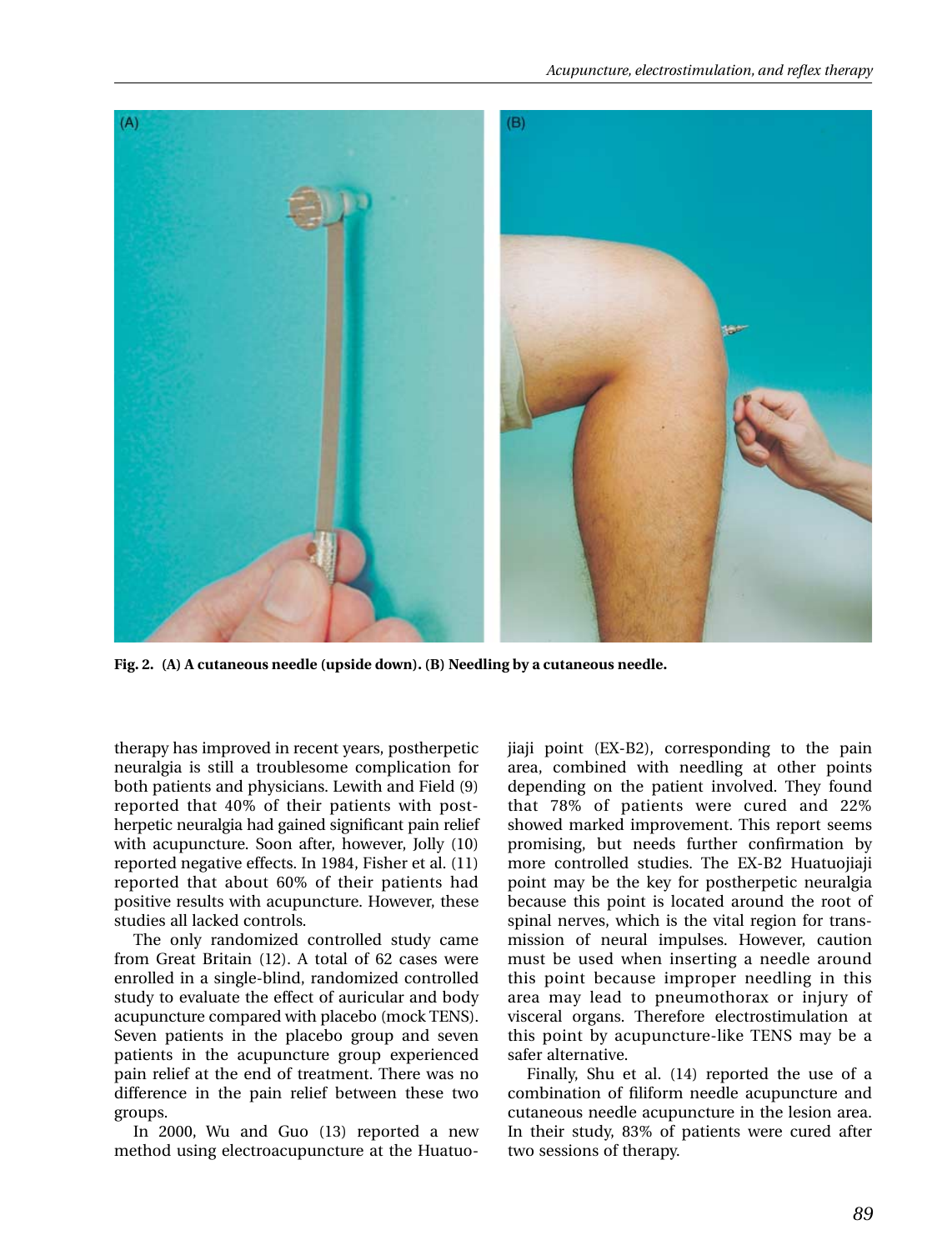Fig. 2. (A) A cutaneous needle (upside down). (B) Needling by a cutaneous needle.

therapy has improved in recent years, postherpetic neuralgia is still a troublesome complication for both patients and physicians. Lewith and Field (9) reported that 40% of their patients with postherpetic neuralgia had gained significant pain relief with acupuncture. Soon after, however, Jolly (10) reported negative effects. In 1984, Fisher et al. (11) reported that about 60% of their patients had positive results with acupuncture. However, these studies all lacked controls.

The only randomized controlled study came from Great Britain (12). A total of 62 cases were enrolled in a single-blind, randomized controlled study to evaluate the effect of auricular and body acupuncture compared with placebo (mock TENS). Seven patients in the placebo group and seven patients in the acupuncture group experienced pain relief at the end of treatment. There was no difference in the pain relief between these two groups.

In 2000, Wu and Guo (13) reported a new method using electroacupuncture at the Huatuojiaji point (EX-B2), corresponding to the pain area, combined with needling at other points depending on the patient involved. They found that 78% of patients were cured and 22% showed marked improvement. This report seems promising, but needs further confirmation by more controlled studies. The EX-B2 Huatuojiaji point may be the key for postherpetic neuralgia because this point is located around the root of spinal nerves, which is the vital region for transmission of neural impulses. However, caution must be used when inserting a needle around this point because improper needling in this area may lead to pneumothorax or injury of visceral organs. Therefore electrostimulation at this point by acupuncture-like TENS may be a safer alternative.

Finally, Shu et al. (14) reported the use of a combination of filiform needle acupuncture and cutaneous needle acupuncture in the lesion area. In their study, 83% of patients were cured after two sessions of therapy.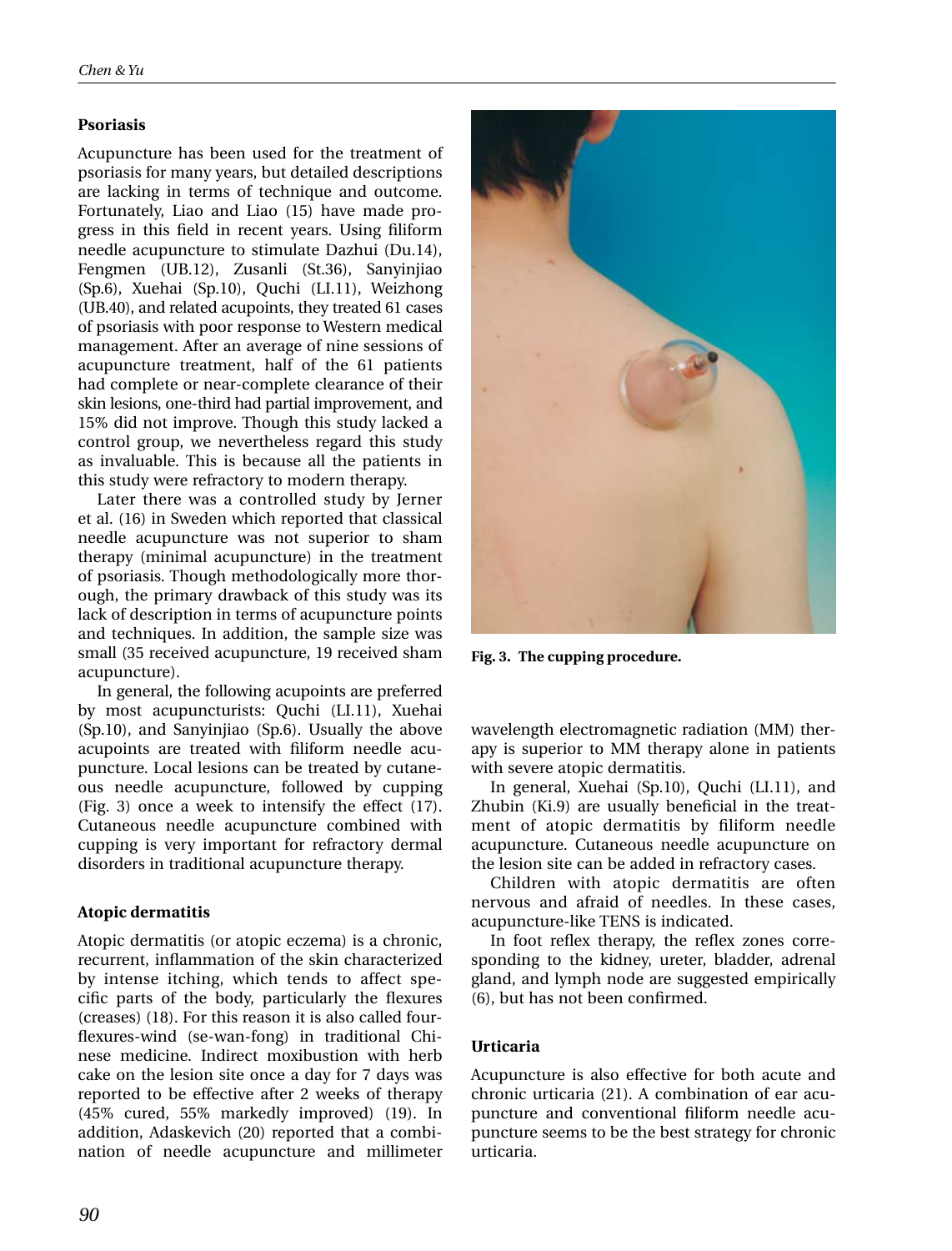## Psoriasis

Acupuncture has been used for the treatment of psoriasis for many years, but detailed descriptions are lacking in terms of technique and outcome. Fortunately, Liao and Liao (15) have made progress in this field in recent years. Using filiform needle acupuncture to stimulate Dazhui (Du.14), Fengmen (UB.12), Zusanli (St.36), Sanyinjiao (Sp.6), Xuehai (Sp.10), Quchi (LI.11), Weizhong (UB.40), and related acupoints, they treated 61 cases of psoriasis with poor response to Western medical management. After an average of nine sessions of acupuncture treatment, half of the 61 patients had complete or near-complete clearance of their skin lesions, one-third had partial improvement, and 15% did not improve. Though this study lacked a control group, we nevertheless regard this study as invaluable. This is because all the patients in this study were refractory to modern therapy.

Later there was a controlled study by Jerner et al. (16) in Sweden which reported that classical needle acupuncture was not superior to sham therapy (minimal acupuncture) in the treatment of psoriasis. Though methodologically more thorough, the primary drawback of this study was its lack of description in terms of acupuncture points and techniques. In addition, the sample size was small (35 received acupuncture, 19 received sham acupuncture).

In general, the following acupoints are preferred by most acupuncturists: Quchi (LI.11), Xuehai (Sp.10), and Sanyinjiao (Sp.6). Usually the above acupoints are treated with filiform needle acupuncture. Local lesions can be treated by cutaneous needle acupuncture, followed by cupping (Fig. 3) once a week to intensify the effect (17). Cutaneous needle acupuncture combined with cupping is very important for refractory dermal disorders in traditional acupuncture therapy.

**Fig. 3. The cupping procedure.**

## Atopic dermatitis

Atopic dermatitis (or atopic eczema) is a chronic, recurrent, inflammation of the skin characterized by intense itching, which tends to affect specific parts of the body, particularly the flexures (creases) (18). For this reason it is also called four-flexures-wind (se-wan-fong) in traditional Chinese medicine. Indirect moxibustion with herb cake on the lesion site once a day for 7 days was reported to be effective after 2 weeks of therapy (45% cured, 55% markedly improved) (19). In addition, Adaskevich (20) reported that a combination of needle acupuncture and millimeter wavelength electromagnetic radiation (MM) therapy is superior to MM therapy alone in patients with severe atopic dermatitis.

In general, Xuehai (Sp.10), Quchi (LI.11), and Zhubin (Ki.9) are usually beneficial in the treatment of atopic dermatitis by filiform needle acupuncture. Cutaneous needle acupuncture on the lesion site can be added in refractory cases.

Children with atopic dermatitis are often nervous and afraid of needles. In these cases, acupuncture-like TENS is indicated.

In foot reflex therapy, the reflex zones corresponding to the kidney, ureter, bladder, adrenal gland, and lymph node are suggested empirically (6), but has not been confirmed.

## Urticaria

Acupuncture is also effective for both acute and chronic urticaria (21). A combination of ear acupuncture and conventional filiform needle acupuncture seems to be the best strategy for chronic urticaria.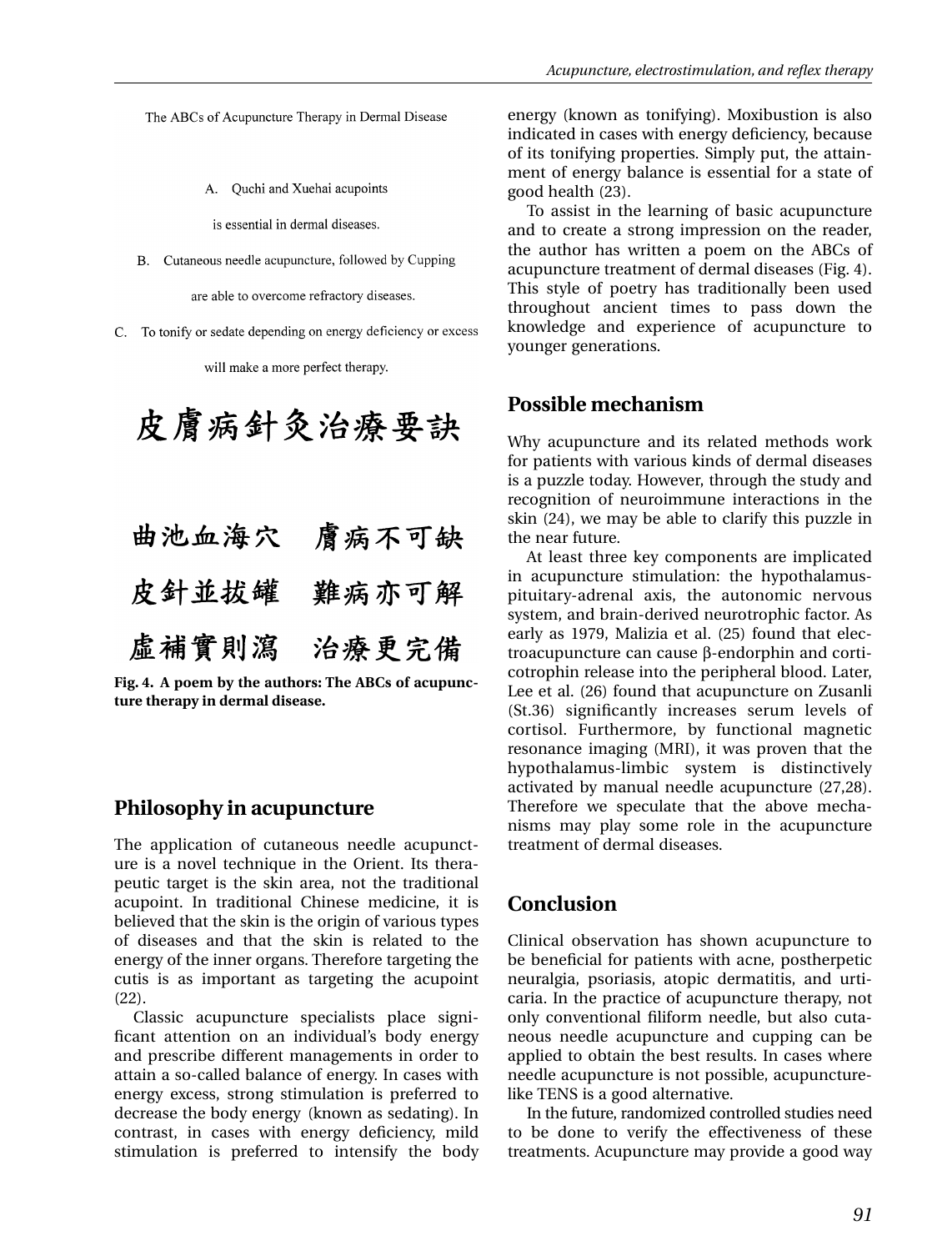The ABCs of Acupuncture Therapy in Dermal Disease

A. Quchi and Xuehai acupoints is essential in dermal diseases.

B. Cutaneous needle acupuncture, followed by Cupping are able to overcome refractory diseases.

C. To tonify or sedate depending on energy deficiency or excess will make a more perfect therapy.

皮膚病針灸治療要訣

曲池血海穴　膚病不可缺

皮針並拔罐　難病亦可解

虛補實則瀉　治療更完備

**Fig. 4. A poem by the authors: The ABCs of acupuncture therapy in dermal disease.**

## Philosophy in acupuncture

The application of cutaneous needle acupuncture is a novel technique in the Orient. Its therapeutic target is the skin area, not the traditional acupoint. In traditional Chinese medicine, it is believed that the skin is the origin of various types of diseases and that the skin is related to the energy of the inner organs. Therefore targeting the cutis is as important as targeting the acupoint (22).

Classic acupuncture specialists place significant attention on an individual's body energy and prescribe different managements in order to attain a so-called balance of energy. In cases with energy excess, strong stimulation is preferred to decrease the body energy (known as sedating). In contrast, in cases with energy deficiency, mild stimulation is preferred to intensify the body energy (known as tonifying). Moxibustion is also indicated in cases with energy deficiency, because of its tonifying properties. Simply put, the attainment of energy balance is essential for a state of good health (23).

To assist in the learning of basic acupuncture and to create a strong impression on the reader, the author has written a poem on the ABCs of acupuncture treatment of dermal diseases (Fig. 4). This style of poetry has traditionally been used throughout ancient times to pass down the knowledge and experience of acupuncture to younger generations.

## Possible mechanism

Why acupuncture and its related methods work for patients with various kinds of dermal diseases is a puzzle today. However, through the study and recognition of neuroimmune interactions in the skin (24), we may be able to clarify this puzzle in the near future.

At least three key components are implicated in acupuncture stimulation: the hypothalamus-pituitary-adrenal axis, the autonomic nervous system, and brain-derived neurotrophic factor. As early as 1979, Malizia et al. (25) found that electroacupuncture can cause β-endorphin and corticotrophin release into the peripheral blood. Later, Lee et al. (26) found that acupuncture on Zusanli (St.36) significantly increases serum levels of cortisol. Furthermore, by functional magnetic resonance imaging (MRI), it was proven that the hypothalamus-limbic system is distinctively activated by manual needle acupuncture (27,28). Therefore we speculate that the above mechanisms may play some role in the acupuncture treatment of dermal diseases.

## Conclusion

Clinical observation has shown acupuncture to be beneficial for patients with acne, postherpetic neuralgia, psoriasis, atopic dermatitis, and urticaria. In the practice of acupuncture therapy, not only conventional filiform needle, but also cutaneous needle acupuncture and cupping can be applied to obtain the best results. In cases where needle acupuncture is not possible, acupuncture-like TENS is a good alternative.

In the future, randomized controlled studies need to be done to verify the effectiveness of these treatments. Acupuncture may provide a good way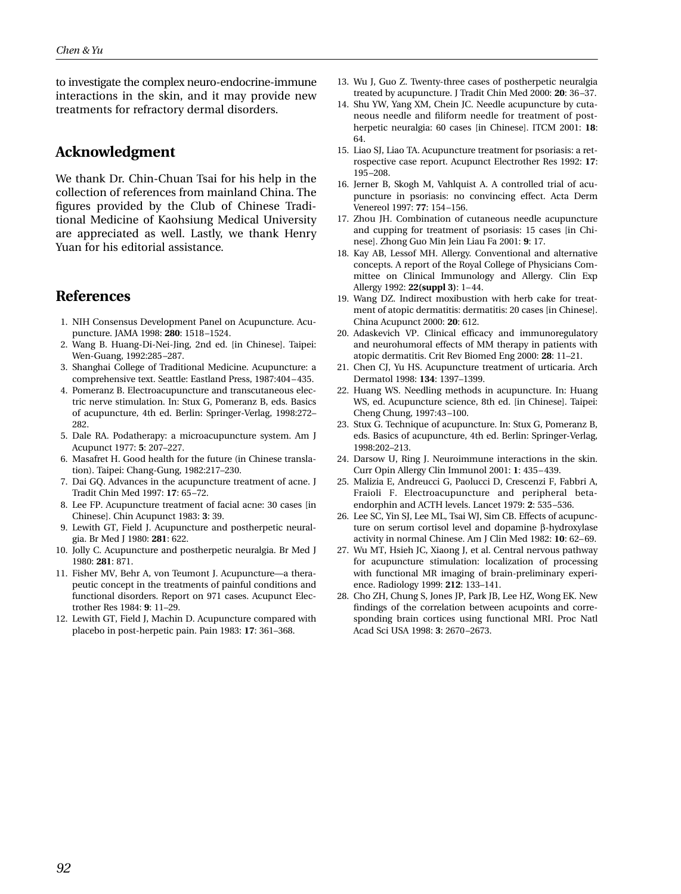to investigate the complex neuro-endocrine-immune interactions in the skin, and it may provide new treatments for refractory dermal disorders.

## Acknowledgment

We thank Dr. Chin-Chuan Tsai for his help in the collection of references from mainland China. The figures provided by the Club of Chinese Traditional Medicine of Kaohsiung Medical University are appreciated as well. Lastly, we thank Henry Yuan for his editorial assistance.

## References

1. NIH Consensus Development Panel on Acupuncture. Acupuncture. JAMA 1998: **280**: 1518–1524.
2. Wang B. Huang-Di-Nei-Jing, 2nd ed. [in Chinese]. Taipei: Wen-Guang, 1992:285–287.
3. Shanghai College of Traditional Medicine. Acupuncture: a comprehensive text. Seattle: Eastland Press, 1987:404–435.
4. Pomeranz B. Electroacupuncture and transcutaneous electric nerve stimulation. In: Stux G, Pomeranz B, eds. Basics of acupuncture, 4th ed. Berlin: Springer-Verlag, 1998:272–282.
5. Dale RA. Podatherapy: a microacupuncture system. Am J Acupunct 1977: **5**: 207–227.
6. Masafret H. Good health for the future (in Chinese translation). Taipei: Chang-Gung, 1982:217–230.
7. Dai GQ. Advances in the acupuncture treatment of acne. J Tradit Chin Med 1997: **17**: 65–72.
8. Lee FP. Acupuncture treatment of facial acne: 30 cases [in Chinese]. Chin Acupunct 1983: **3**: 39.
9. Lewith GT, Field J. Acupuncture and postherpetic neuralgia. Br Med J 1980: **281**: 622.
10. Jolly C. Acupuncture and postherpetic neuralgia. Br Med J 1980: **281**: 871.
11. Fisher MV, Behr A, von Teumont J. Acupuncture—a therapeutic concept in the treatments of painful conditions and functional disorders. Report on 971 cases. Acupunct Electrother Res 1984: **9**: 11–29.
12. Lewith GT, Field J, Machin D. Acupuncture compared with placebo in post-herpetic pain. Pain 1983: **17**: 361–368.
13. Wu J, Guo Z. Twenty-three cases of postherpetic neuralgia treated by acupuncture. J Tradit Chin Med 2000: **20**: 36–37.
14. Shu YW, Yang XM, Chein JC. Needle acupuncture by cutaneous needle and filiform needle for treatment of postherpetic neuralgia: 60 cases [in Chinese]. ITCM 2001: **18**: 64.
15. Liao SJ, Liao TA. Acupuncture treatment for psoriasis: a retrospective case report. Acupunct Electrother Res 1992: **17**: 195–208.
16. Jerner B, Skogh M, Vahlquist A. A controlled trial of acupuncture in psoriasis: no convincing effect. Acta Derm Venereol 1997: **77**: 154–156.
17. Zhou JH. Combination of cutaneous needle acupuncture and cupping for treatment of psoriasis: 15 cases [in Chinese]. Zhong Guo Min Jein Liau Fa 2001: **9**: 17.
18. Kay AB, Lessof MH. Allergy. Conventional and alternative concepts. A report of the Royal College of Physicians Committee on Clinical Immunology and Allergy. Clin Exp Allergy 1992: **22(suppl 3)**: 1–44.
19. Wang DZ. Indirect moxibustion with herb cake for treatment of atopic dermatitis: dermatitis: 20 cases [in Chinese]. China Acupunct 2000: **20**: 612.
20. Adaskevich VP. Clinical efficacy and immunoregulatory and neurohumoral effects of MM therapy in patients with atopic dermatitis. Crit Rev Biomed Eng 2000: **28**: 11–21.
21. Chen CJ, Yu HS. Acupuncture treatment of urticaria. Arch Dermatol 1998: **134**: 1397–1399.
22. Huang WS. Needling methods in acupuncture. In: Huang WS, ed. Acupuncture science, 8th ed. [in Chinese]. Taipei: Cheng Chung, 1997:43–100.
23. Stux G. Technique of acupuncture. In: Stux G, Pomeranz B, eds. Basics of acupuncture, 4th ed. Berlin: Springer-Verlag, 1998:202–213.
24. Darsow U, Ring J. Neuroimmune interactions in the skin. Curr Opin Allergy Clin Immunol 2001: **1**: 435–439.
25. Malizia E, Andreucci G, Paolucci D, Crescenzi F, Fabbri A, Fraioli F. Electroacupuncture and peripheral beta-endorphin and ACTH levels. Lancet 1979: **2**: 535–536.
26. Lee SC, Yin SJ, Lee ML, Tsai WJ, Sim CB. Effects of acupuncture on serum cortisol level and dopamine β-hydroxylase activity in normal Chinese. Am J Clin Med 1982: **10**: 62–69.
27. Wu MT, Hsieh JC, Xiaong J, et al. Central nervous pathway for acupuncture stimulation: localization of processing with functional MR imaging of brain-preliminary experience. Radiology 1999: **212**: 133–141.
28. Cho ZH, Chung S, Jones JP, Park JB, Lee HZ, Wong EK. New findings of the correlation between acupoints and corresponding brain cortices using functional MRI. Proc Natl Acad Sci USA 1998: **3**: 2670–2673.